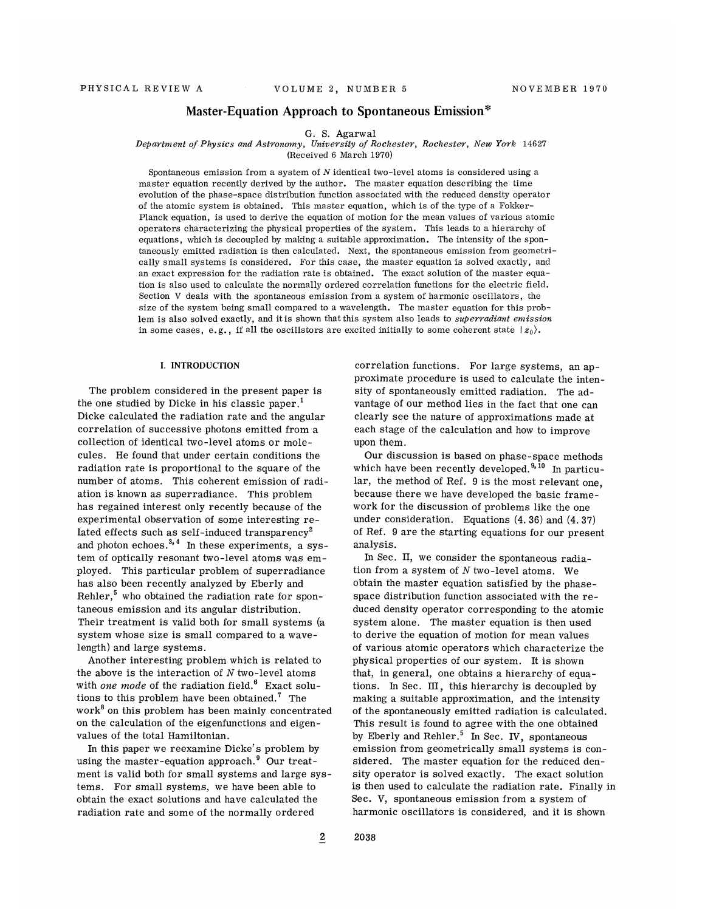# Master-Equation Approach to Spontaneous Emission*

G. S. Agarwal

*Department of Physics and Astronomy, University of Rochester, Rochester, New York* 14627

(Received 6 March 1970)

Spontaneous emission from a system of $N$ identical two-level atoms is considered using a master equation recently derived by the author. The master equation describing the time evolution of the phase-space distribution function associated with the reduced density operator of the atomic system is obtained. This master equation, which is of the type of a Fokker-Planck equation, is used to derive the equation of motion for the mean values of various atomic operators characterizing the physical properties of the system. This leads to a hierarchy of equations, which is decoupled by making a suitable approximation. The intensity of the spontaneously emitted radiation is then calculated. Next, the spontaneous emission from geometrically small systems is considered. For this case, the master equation is solved exactly, and an exact expression for the radiation rate is obtained. The exact solution of the master equation is also used to calculate the normally ordered correlation functions for the electric field. Section V deals with the spontaneous emission from a system of harmonic oscillators, the size of the system being small compared to a wavelength. The master equation for this problem is also solved exactly, and it is shown that this system also leads to *superradiant emission* in some cases, e.g., if all the oscillstors are excited initially to some coherent state $|z_0\rangle$.

## I. INTRODUCTION

The problem considered in the present paper is the one studied by Dicke in his classic paper.[1] Dicke calculated the radiation rate and the angular correlation of successive photons emitted from a collection of identical two-level atoms or molecules. He found that under certain conditions the radiation rate is proportional to the square of the number of atoms. This coherent emission of radiation is known as superradiance. This problem has regained interest only recently because of the experimental observation of some interesting related effects such as self-induced transparency[2] and photon echoes.[3,4] In these experiments, a system of optically resonant two-level atoms was employed. This particular problem of superradiance has also been recently analyzed by Eberly and Rehler,[5] who obtained the radiation rate for spontaneous emission and its angular distribution. Their treatment is valid both for small systems (a system whose size is small compared to a wavelength) and large systems.

Another interesting problem which is related to the above is the interaction of $N$ two-level atoms with *one mode* of the radiation field.[6] Exact solutions to this problem have been obtained.[7] The work[8] on this problem has been mainly concentrated on the calculation of the eigenfunctions and eigenvalues of the total Hamiltonian.

In this paper we reexamine Dicke's problem by using the master-equation approach.[9] Our treatment is valid both for small systems and large systems. For small systems, we have been able to obtain the exact solutions and have calculated the radiation rate and some of the normally ordered correlation functions. For large systems, an approximate procedure is used to calculate the intensity of spontaneously emitted radiation. The advantage of our method lies in the fact that one can clearly see the nature of approximations made at each stage of the calculation and how to improve upon them.

Our discussion is based on phase-space methods which have been recently developed.[9,10] In particular, the method of Ref. 9 is the most relevant one, because there we have developed the basic framework for the discussion of problems like the one under consideration. Equations (4.36) and (4.37) of Ref. 9 are the starting equations for our present analysis.

In Sec. II, we consider the spontaneous radiation from a system of $N$ two-level atoms. We obtain the master equation satisfied by the phase-space distribution function associated with the reduced density operator corresponding to the atomic system alone. The master equation is then used to derive the equation of motion for mean values of various atomic operators which characterize the physical properties of our system. It is shown that, in general, one obtains a hierarchy of equations. In Sec. III, this hierarchy is decoupled by making a suitable approximation, and the intensity of the spontaneously emitted radiation is calculated. This result is found to agree with the one obtained by Eberly and Rehler.[5] In Sec. IV, spontaneous emission from geometrically small systems is considered. The master equation for the reduced density operator is solved exactly. The exact solution is then used to calculate the radiation rate. Finally in Sec. V, spontaneous emission from a system of harmonic oscillators is considered, and it is shown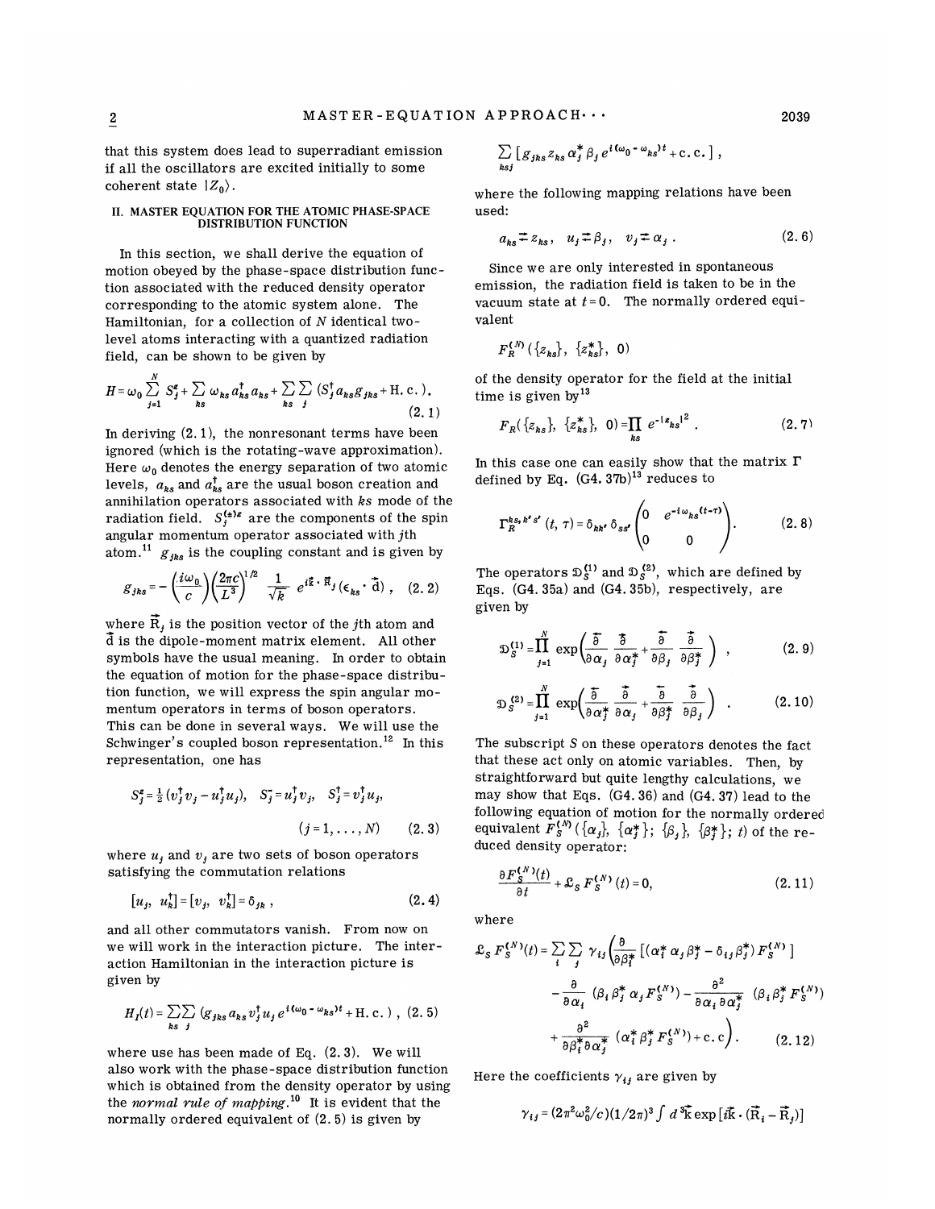that this system does lead to superradiant emission if all the oscillators are excited initially to some coherent state $|Z_0\rangle$.

## II. MASTER EQUATION FOR THE ATOMIC PHASE-SPACE DISTRIBUTION FUNCTION

In this section, we shall derive the equation of motion obeyed by the phase-space distribution function associated with the reduced density operator corresponding to the atomic system alone. The Hamiltonian, for a collection of $N$ identical two-level atoms interacting with a quantized radiation field, can be shown to be given by

$$H=\omega_0 \sum_{j=1}^{N} S_j^z + \sum_{ks} \omega_{ks} a_{ks}^\dagger a_{ks} + \sum_{ks}\sum_{j} (S_j^\dagger a_{ks} g_{jks} + \text{H. c.}). \tag{2.1}$$

In deriving (2.1), the nonresonant terms have been ignored (which is the rotating-wave approximation). Here $\omega_0$ denotes the energy separation of two atomic levels, $a_{ks}$ and $a_{ks}^\dagger$ are the usual boson creation and annihilation operators associated with $ks$ mode of the radiation field. $S_j^{(\pm)z}$ are the components of the spin angular momentum operator associated with $j$th atom.[11] $g_{jks}$ is the coupling constant and is given by

$$g_{jks} = -\left(\frac{i\omega_0}{c}\right)\left(\frac{2\pi c}{L^3}\right)^{1/2} \frac{1}{\sqrt{k}}\, e^{i\vec{k}\cdot\vec{R}_j}(\epsilon_{ks}\cdot \vec{d}), \tag{2.2}$$

where $\vec{R}_j$ is the position vector of the $j$th atom and $\vec{d}$ is the dipole-moment matrix element. All other symbols have the usual meaning. In order to obtain the equation of motion for the phase-space distribution function, we will express the spin angular momentum operators in terms of boson operators. This can be done in several ways. We will use the Schwinger's coupled boson representation.[12] In this representation, one has

$$S_j^z = \tfrac{1}{2}(v_j^\dagger v_j - u_j^\dagger u_j), \quad S_j^- = u_j^\dagger v_j, \quad S_j^\dagger = v_j^\dagger u_j, \qquad (j=1,\ldots,N) \tag{2.3}$$

where $u_j$ and $v_j$ are two sets of boson operators satisfying the commutation relations

$$[u_j,\ u_k^\dagger] = [v_j,\ v_k^\dagger] = \delta_{jk}, \tag{2.4}$$

and all other commutators vanish. From now on we will work in the interaction picture. The interaction Hamiltonian in the interaction picture is given by

$$H_I(t) = \sum_{ks}\sum_{j} (g_{jks} a_{ks} v_j^\dagger u_j e^{i(\omega_0-\omega_{ks})t} + \text{H. c.}), \tag{2.5}$$

where use has been made of Eq. (2.3). We will also work with the phase-space distribution function which is obtained from the density operator by using the *normal rule of mapping*.[10] It is evident that the normally ordered equivalent of (2.5) is given by

$$\sum_{ksj} [g_{jks} z_{ks} \alpha_j^* \beta_j e^{i(\omega_0-\omega_{ks})t} + \text{c. c.}],$$

where the following mapping relations have been used:

$$a_{ks} \rightleftarrows z_{ks}, \quad u_j \rightleftarrows \beta_j, \quad v_j \rightleftarrows \alpha_j. \tag{2.6}$$

Since we are only interested in spontaneous emission, the radiation field is taken to be in the vacuum state at $t=0$. The normally ordered equivalent

$$F_R^{(N)}(\{z_{ks}\},\ \{z_{ks}^*\},\ 0)$$

of the density operator for the field at the initial time is given by[13]

$$F_R(\{z_{ks}\},\ \{z_{ks}^*\},\ 0) = \prod_{ks} e^{-|z_{ks}|^2}. \tag{2.7}$$

In this case one can easily show that the matrix $\Gamma$ defined by Eq. (G4.37b)[13] reduces to

$$\Gamma_R^{ks,k's'}(t,\tau) = \delta_{kk'}\,\delta_{ss'} \begin{pmatrix} 0 & e^{-i\omega_{ks}(t-\tau)} \\ 0 & 0 \end{pmatrix}. \tag{2.8}$$

The operators $\mathfrak{D}_S^{(1)}$ and $\mathfrak{D}_S^{(2)}$, which are defined by Eqs. (G4.35a) and (G4.35b), respectively, are given by

$$\mathfrak{D}_S^{(1)} = \prod_{j=1}^{N} \exp\left(\frac{\overleftarrow{\partial}}{\partial\alpha_j}\,\frac{\overrightarrow{\partial}}{\partial\alpha_j^*} + \frac{\overleftarrow{\partial}}{\partial\beta_j}\,\frac{\overrightarrow{\partial}}{\partial\beta_j^*}\right), \tag{2.9}$$

$$\mathfrak{D}_S^{(2)} = \prod_{j=1}^{N} \exp\left(\frac{\overleftarrow{\partial}}{\partial\alpha_j^*}\,\frac{\overrightarrow{\partial}}{\partial\alpha_j} + \frac{\overleftarrow{\partial}}{\partial\beta_j^*}\,\frac{\overrightarrow{\partial}}{\partial\beta_j}\right). \tag{2.10}$$

The subscript $S$ on these operators denotes the fact that these act only on atomic variables. Then, by straightforward but quite lengthy calculations, we may show that Eqs. (G4.36) and (G4.37) lead to the following equation of motion for the normally ordered equivalent $F_S^{(N)}(\{\alpha_j\},\ \{\alpha_j^*\};\ \{\beta_j\},\ \{\beta_j^*\};\ t)$ of the reduced density operator:

$$\frac{\partial F_S^{(N)}(t)}{\partial t} + \mathfrak{L}_S F_S^{(N)}(t) = 0, \tag{2.11}$$

where

$$\begin{aligned}\mathfrak{L}_S F_S^{(N)}(t) = \sum_i\sum_j \gamma_{ij}\bigg(&\frac{\partial}{\partial\beta_i^*}\left[(\alpha_i^*\alpha_j\beta_j^* - \delta_{ij}\beta_j^*)F_S^{(N)}\right] \\ &- \frac{\partial}{\partial\alpha_i}(\beta_i\beta_j^*\alpha_j F_S^{(N)}) - \frac{\partial^2}{\partial\alpha_i\,\partial\alpha_j^*}(\beta_i\beta_j^* F_S^{(N)}) \\ &+ \frac{\partial^2}{\partial\beta_i^*\partial\alpha_j^*}(\alpha_i^*\beta_j^* F_S^{(N)}) + \text{c. c}\bigg). \end{aligned} \tag{2.12}$$

Here the coefficients $\gamma_{ij}$ are given by

$$\gamma_{ij} = (2\pi^2\omega_0^2/c)(1/2\pi)^3 \int d^3\vec{k}\, \exp[i\vec{k}\cdot(\vec{R}_i - \vec{R}_j)]$$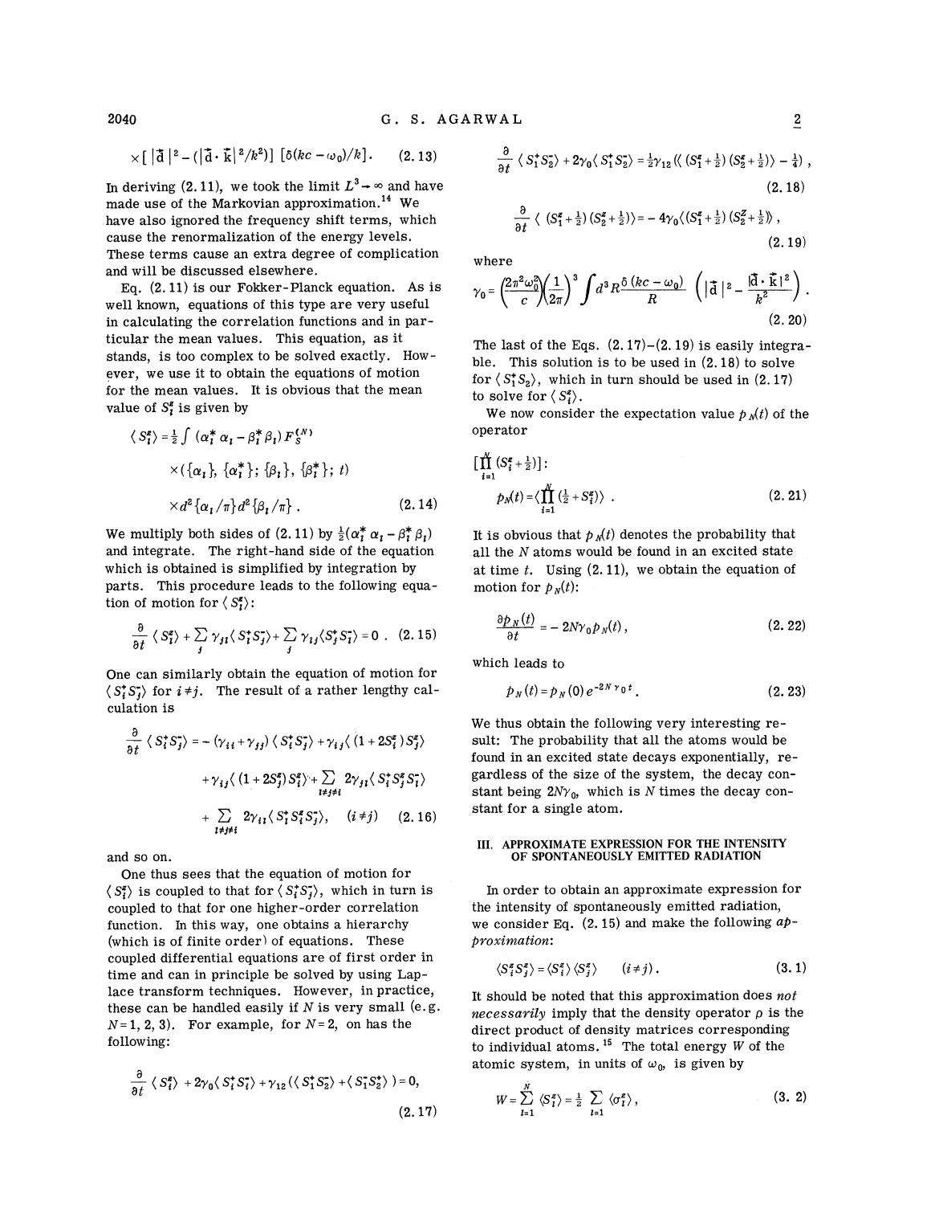$$\times[|\vec{d}|^2-(|\vec{d}\cdot\vec{k}|^2/k^2)]\,[\delta(kc-\omega_0)/k]. \qquad (2.13)$$

In deriving (2.11), we took the limit $L^3\to\infty$ and have made use of the Markovian approximation.[14] We have also ignored the frequency shift terms, which cause the renormalization of the energy levels. These terms cause an extra degree of complication and will be discussed elsewhere.

Eq. (2.11) is our Fokker-Planck equation. As is well known, equations of this type are very useful in calculating the correlation functions and in particular the mean values. This equation, as it stands, is too complex to be solved exactly. However, we use it to obtain the equations of motion for the mean values. It is obvious that the mean value of $S_i^z$ is given by

$$\langle S_i^z\rangle=\tfrac{1}{2}\int(\alpha_i^*\alpha_i-\beta_i^*\beta_i)F_S^{(N)}\times(\{\alpha_l\},\{\alpha_l^*\};\{\beta_l\},\{\beta_l^*\};t)\times d^2\{\alpha_l/\pi\}d^2\{\beta_l/\pi\}. \qquad (2.14)$$

We multiply both sides of (2.11) by $\frac{1}{2}(\alpha_i^*\alpha_i-\beta_i^*\beta_i)$ and integrate. The right-hand side of the equation which is obtained is simplified by integration by parts. This procedure leads to the following equation of motion for $\langle S_i^z\rangle$:

$$\frac{\partial}{\partial t}\langle S_i^z\rangle+\sum_j\gamma_{ji}\langle S_i^+S_j^-\rangle+\sum_j\gamma_{ij}\langle S_j^+S_i^-\rangle=0\;. \qquad (2.15)$$

One can similarly obtain the equation of motion for $\langle S_i^+S_j^-\rangle$ for $i\neq j$. The result of a rather lengthy calculation is

$$\frac{\partial}{\partial t}\langle S_i^+S_j^-\rangle=-(\gamma_{ii}+\gamma_{jj})\langle S_i^+S_j^-\rangle+\gamma_{ij}\langle(1+2S_i^z)S_j^z\rangle+\gamma_{ij}\langle(1+2S_j^z)S_i^z\rangle+\sum_{l\neq j\neq i}2\gamma_{jl}\langle S_i^+S_j^zS_l^-\rangle+\sum_{l\neq j\neq i}2\gamma_{il}\langle S_l^+S_i^zS_j^-\rangle,\quad(i\neq j) \qquad (2.16)$$

and so on.

One thus sees that the equation of motion for $\langle S_i^z\rangle$ is coupled to that for $\langle S_i^+S_j^-\rangle$, which in turn is coupled to that for one higher-order correlation function. In this way, one obtains a hierarchy (which is of finite order) of equations. These coupled differential equations are of first order in time and can in principle be solved by using Laplace transform techniques. However, in practice, these can be handled easily if $N$ is very small (e.g. $N=1,2,3$). For example, for $N=2$, on has the following:

$$\frac{\partial}{\partial t}\langle S_i^z\rangle+2\gamma_0\langle S_i^+S_i^-\rangle+\gamma_{12}(\langle S_1^+S_2^-\rangle+\langle S_1^-S_2^+\rangle)=0, \qquad (2.17)$$

$$\frac{\partial}{\partial t}\langle S_1^+S_2^-\rangle+2\gamma_0\langle S_1^+S_2^-\rangle=\tfrac{1}{2}\gamma_{12}(\langle(S_1^z+\tfrac{1}{2})(S_2^z+\tfrac{1}{2})\rangle-\tfrac{1}{4}), \qquad (2.18)$$

$$\frac{\partial}{\partial t}\langle(S_1^z+\tfrac{1}{2})(S_2^z+\tfrac{1}{2})\rangle=-4\gamma_0\langle(S_1^z+\tfrac{1}{2})(S_2^z+\tfrac{1}{2})\rangle, \qquad (2.19)$$

where

$$\gamma_0=\left(\frac{2\pi^2\omega_0^2}{c}\right)\left(\frac{1}{2\pi}\right)^3\int d^3R\,\frac{\delta(kc-\omega_0)}{R}\left(|\vec{d}|^2-\frac{|\vec{d}\cdot\vec{k}|^2}{k^2}\right). \qquad (2.20)$$

The last of the Eqs. (2.17)–(2.19) is easily integrable. This solution is to be used in (2.18) to solve for $\langle S_1^+S_2\rangle$, which in turn should be used in (2.17) to solve for $\langle S_i^z\rangle$.

We now consider the expectation value $p_N(t)$ of the operator

$$\left[\prod_{i=1}^N(S_i^z+\tfrac{1}{2})\right]:\quad p_N(t)=\left\langle\prod_{i=1}^N(\tfrac{1}{2}+S_i^z)\right\rangle\;. \qquad (2.21)$$

It is obvious that $p_N(t)$ denotes the probability that all the $N$ atoms would be found in an excited state at time $t$. Using (2.11), we obtain the equation of motion for $p_N(t)$:

$$\frac{\partial p_N(t)}{\partial t}=-2N\gamma_0p_N(t), \qquad (2.22)$$

which leads to

$$p_N(t)=p_N(0)e^{-2N\gamma_0t}. \qquad (2.23)$$

We thus obtain the following very interesting result: The probability that all the atoms would be found in an excited state decays exponentially, regardless of the size of the system, the decay constant being $2N\gamma_0$, which is $N$ times the decay constant for a single atom.

## III. APPROXIMATE EXPRESSION FOR THE INTENSITY OF SPONTANEOUSLY EMITTED RADIATION

In order to obtain an approximate expression for the intensity of spontaneously emitted radiation, we consider Eq. (2.15) and make the following *approximation*:

$$\langle S_i^zS_j^z\rangle=\langle S_i^z\rangle\langle S_j^z\rangle\qquad(i\neq j). \qquad (3.1)$$

It should be noted that this approximation does *not necessarily* imply that the density operator $\rho$ is the direct product of density matrices corresponding to individual atoms.[15] The total energy $W$ of the atomic system, in units of $\omega_0$, is given by

$$W=\sum_{l=1}^N\langle S_l^z\rangle=\tfrac{1}{2}\sum_{l=1}\langle\sigma_l^z\rangle, \qquad (3.2)$$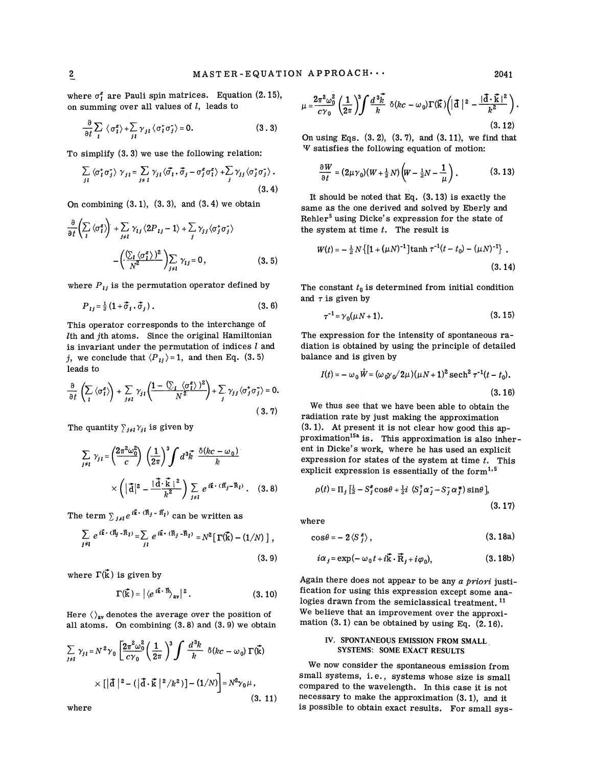where $\sigma_l^z$ are Pauli spin matrices. Equation (2.15), on summing over all values of $l$, leads to

$$\frac{\partial}{\partial t}\sum_l \langle\sigma_l^z\rangle + \sum_{jl}\gamma_{jl}\langle\sigma_l^+\sigma_j^-\rangle = 0. \tag{3.3}$$

To simplify (3.3) we use the following relation:

$$\sum_{jl}\langle\sigma_l^+\sigma_j^-\rangle\,\gamma_{jl} = \sum_{j\neq l}\gamma_{jl}\langle\vec{\sigma}_l\cdot\vec{\sigma}_j - \sigma_j^z\sigma_l^z\rangle + \sum_j \gamma_{jj}\langle\sigma_j^+\sigma_j^-\rangle\,. \tag{3.4}$$

On combining (3.1), (3.3), and (3.4) we obtain

$$\frac{\partial}{\partial t}\left(\sum_l\langle\sigma_l^z\rangle\right) + \sum_{j\neq l}\gamma_{lj}\langle 2P_{lj}-1\rangle + \sum_j\gamma_{jj}\langle\sigma_j^+\sigma_j^-\rangle - \left(\frac{(\sum_l\langle\sigma_l^z\rangle)^2}{N^2}\right)\sum_{j\neq l}\gamma_{lj} = 0, \tag{3.5}$$

where $P_{lj}$ is the permutation operator defined by

$$P_{lj} = \tfrac{1}{2}(1+\vec{\sigma}_l\cdot\vec{\sigma}_j)\,. \tag{3.6}$$

This operator corresponds to the interchange of $l$th and $j$th atoms. Since the original Hamiltonian is invariant under the permutation of indices $l$ and $j$, we conclude that $\langle P_{lj}\rangle = 1$, and then Eq. (3.5) leads to

$$\frac{\partial}{\partial t}\left(\sum_l\langle\sigma_l^z\rangle\right) + \sum_{j\neq l}\gamma_{jl}\left(\frac{1-(\sum_l\langle\sigma_l^z\rangle)^2}{N^2}\right) + \sum_j\gamma_{jj}\langle\sigma_j^+\sigma_j^-\rangle = 0. \tag{3.7}$$

The quantity $\sum_{j\neq l}\gamma_{jl}$ is given by

$$\sum_{j\neq l}\gamma_{jl} = \left(\frac{2\pi^2\omega_0^2}{c}\right)\left(\frac{1}{2\pi}\right)^3\int d^3\vec{k}\;\frac{\delta(kc-\omega_0)}{k}\times\left(|\vec{d}|^2 - \frac{|\vec{d}\cdot\vec{k}|^2}{k^2}\right)\sum_{j\neq l}e^{i\vec{k}\cdot(\vec{R}_j-\vec{R}_l)}. \tag{3.8}$$

The term $\sum_{j\neq l}e^{i\vec{k}\cdot(\vec{R}_j-\vec{R}_l)}$ can be written as

$$\sum_{j\neq l}e^{i\vec{k}\cdot(\vec{R}_j-\vec{R}_l)} = \sum_{jl}e^{i\vec{k}\cdot(\vec{R}_j-\vec{R}_l)} = N^2[\Gamma(\vec{k}) - (1/N)]\,, \tag{3.9}$$

where $\Gamma(\vec{k})$ is given by

$$\Gamma(\vec{k}) = |\langle e^{i\vec{k}\cdot\vec{R}}\rangle_{\text{av}}|^2\,. \tag{3.10}$$

Here $\langle\rangle_{\text{av}}$ denotes the average over the position of all atoms. On combining (3.8) and (3.9) we obtain

$$\sum_{j\neq l}\gamma_{jl} = N^2\gamma_0\left[\frac{2\pi^2\omega_0^2}{c\gamma_0}\left(\frac{1}{2\pi}\right)^3\int\frac{d^3k}{k}\;\delta(kc-\omega_0)\,\Gamma(\vec{k})\times[|\vec{d}|^2 - (|\vec{d}\cdot\vec{k}|^2/k^2)] - (1/N)\right] = N^2\gamma_0\mu\,, \tag{3.11}$$

where

$$\mu = \frac{2\pi^2\omega_0^2}{c\gamma_0}\left(\frac{1}{2\pi}\right)^3\int\frac{d^3\vec{k}}{k}\;\delta(kc-\omega_0)\,\Gamma(\vec{k})\left(|\vec{d}|^2 - \frac{|\vec{d}\cdot\vec{k}|^2}{k^2}\right). \tag{3.12}$$

On using Eqs. (3.2), (3.7), and (3.11), we find that $W$ satisfies the following equation of motion:

$$\frac{\partial W}{\partial t} = (2\mu\gamma_0)(W+\tfrac{1}{2}N)\left(W-\tfrac{1}{2}N-\frac{1}{\mu}\right). \tag{3.13}$$

It should be noted that Eq. (3.13) is exactly the same as the one derived and solved by Eberly and Rehler[5] using Dicke's expression for the state of the system at time $t$. The result is

$$W(t) = -\tfrac{1}{2}N\{[1+(\mu N)^{-1}]\tanh\tau^{-1}(t-t_0) - (\mu N)^{-1}\}\,. \tag{3.14}$$

The constant $t_0$ is determined from initial condition and $\tau$ is given by

$$\tau^{-1} = \gamma_0(\mu N+1). \tag{3.15}$$

The expression for the intensity of spontaneous radiation is obtained by using the principle of detailed balance and is given by

$$I(t) = -\omega_0\dot{W} = (\omega_0\gamma_0/2\mu)(\mu N+1)^2\,\text{sech}^2\,\tau^{-1}(t-t_0). \tag{3.16}$$

We thus see that we have been able to obtain the radiation rate by just making the approximation (3.1). At present it is not clear how good this approximation[15a] is. This approximation is also inherent in Dicke's work, where he has used an explicit expression for states of the system at time $t$. This explicit expression is essentially of the form[1,5]

$$\rho(t) = \Pi_j\,[\tfrac{1}{2} - S_j^z\cos\theta + \tfrac{1}{2}i\,(S_j^+\alpha_j^- - S_j^-\alpha_j^+)\sin\theta], \tag{3.17}$$

where

$$\cos\theta = -2\langle S_j^z\rangle\,, \tag{3.18a}$$

$$i\alpha_j = \exp(-\omega_0 t + i\vec{k}\cdot\vec{R}_j + i\varphi_0), \tag{3.18b}$$

Again there does not appear to be any *a priori* justification for using this expression except some analogies drawn from the semiclassical treatment.[11] We believe that an improvement over the approximation (3.1) can be obtained by using Eq. (2.16).

## IV. SPONTANEOUS EMISSION FROM SMALL SYSTEMS: SOME EXACT RESULTS

We now consider the spontaneous emission from small systems, i.e., systems whose size is small compared to the wavelength. In this case it is not necessary to make the approximation (3.1), and it is possible to obtain exact results. For small sys-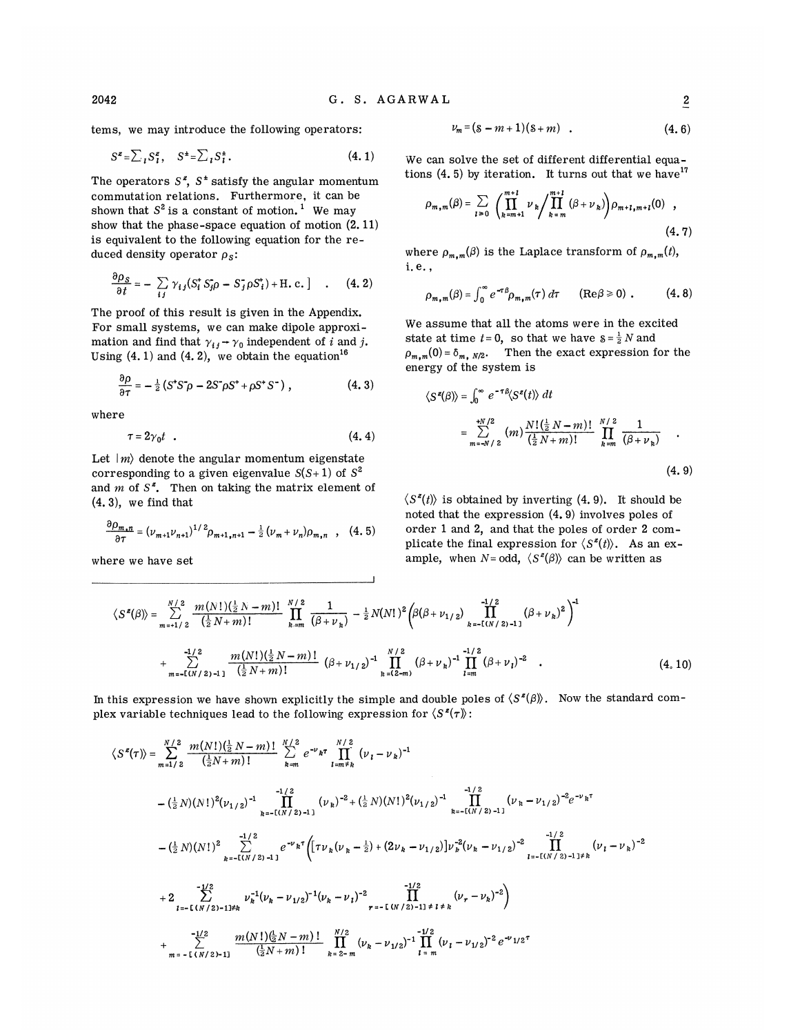tems, we may introduce the following operators:

$$S^z = \sum_i S_i^z, \quad S^{\pm} = \sum_i S_i^{\pm}. \tag{4.1}$$

The operators $S^z$, $S^{\pm}$ satisfy the angular momentum commutation relations. Furthermore, it can be shown that $S^2$ is a constant of motion.[1] We may show that the phase-space equation of motion (2.11) is equivalent to the following equation for the reduced density operator $\rho_S$:

$$\frac{\partial \rho_S}{\partial t} = -\sum_{ij} \gamma_{ij} (S_i^+ S_j^- \rho - S_j^- \rho S_i^+) + \text{H. c.} \,] \quad . \tag{4.2}$$

The proof of this result is given in the Appendix. For small systems, we can make dipole approximation and find that $\gamma_{ij} \to \gamma_0$ independent of $i$ and $j$. Using (4.1) and (4.2), we obtain the equation[16]

$$\frac{\partial \rho}{\partial \tau} = -\tfrac{1}{2}(S^+ S^- \rho - 2S^- \rho S^+ + \rho S^+ S^-) , \tag{4.3}$$

where

$$\tau = 2\gamma_0 t \ . \tag{4.4}$$

Let $|m\rangle$ denote the angular momentum eigenstate corresponding to a given eigenvalue $S(S+1)$ of $S^2$ and $m$ of $S^z$. Then on taking the matrix element of (4.3), we find that

$$\frac{\partial \rho_{m,n}}{\partial \tau} = (\nu_{m+1}\nu_{n+1})^{1/2} \rho_{m+1,n+1} - \tfrac{1}{2}(\nu_m + \nu_n)\rho_{m,n} \ , \tag{4.5}$$

where we have set

$$\nu_m = (S - m + 1)(S + m) \ . \tag{4.6}$$

We can solve the set of different differential equations (4.5) by iteration. It turns out that we have[17]

$$\rho_{m,m}(\beta) = \sum_{l \geq 0} \left( \prod_{k=m+1}^{m+l} \nu_k \Big/ \prod_{k=m}^{m+l} (\beta + \nu_k) \right) \rho_{m+l,m+l}(0) \ , \tag{4.7}$$

where $\rho_{m,m}(\beta)$ is the Laplace transform of $\rho_{m,m}(t)$, i.e.,

$$\rho_{m,m}(\beta) = \int_0^\infty e^{-\tau\beta} \rho_{m,m}(\tau)\, d\tau \qquad (\text{Re}\,\beta \geq 0) \ . \tag{4.8}$$

We assume that all the atoms were in the excited state at time $t=0$, so that we have $S = \tfrac{1}{2}N$ and $\rho_{m,m}(0) = \delta_{m,\,N/2}$. Then the exact expression for the energy of the system is

$$\langle S^z(\beta)\rangle = \int_0^\infty e^{-\tau\beta} \langle S^z(t)\rangle \, dt = \sum_{m=-N/2}^{+N/2} (m) \frac{N!(\tfrac{1}{2}N - m)!}{(\tfrac{1}{2}N + m)!} \prod_{k=m}^{N/2} \frac{1}{(\beta + \nu_k)} \quad . \tag{4.9}$$

$\langle S^z(t)\rangle$ is obtained by inverting (4.9). It should be noted that the expression (4.9) involves poles of order 1 and 2, and that the poles of order 2 complicate the final expression for $\langle S^z(t)\rangle$. As an example, when $N =$ odd, $\langle S^z(\beta)\rangle$ can be written as

$$\langle S^z(\beta)\rangle = \sum_{m=+1/2}^{N/2} \frac{m(N!)(\tfrac{1}{2}N - m)!}{(\tfrac{1}{2}N + m)!} \prod_{k=m}^{N/2} \frac{1}{(\beta + \nu_k)} - \tfrac{1}{2}N(N!)^2 \left( \beta(\beta + \nu_{1/2}) \prod_{k=-[(N/2)-1]}^{-1/2} (\beta + \nu_k)^2 \right)^{-1}$$
$$+ \sum_{m=-[(N/2)-1]}^{-1/2} \frac{m(N!)(\tfrac{1}{2}N - m)!}{(\tfrac{1}{2}N + m)!} (\beta + \nu_{1/2})^{-1} \prod_{k=(2-m)}^{N/2} (\beta + \nu_k)^{-1} \prod_{l=m}^{-1/2} (\beta + \nu_l)^{-2} \quad . \tag{4.10}$$

In this expression we have shown explicitly the simple and double poles of $\langle S^z(\beta)\rangle$. Now the standard complex variable techniques lead to the following expression for $\langle S^z(\tau)\rangle$:

$$\langle S^z(\tau)\rangle = \sum_{m=1/2}^{N/2} \frac{m(N!)(\tfrac{1}{2}N - m)!}{(\tfrac{1}{2}N + m)!} \sum_{k=m}^{N/2} e^{-\nu_k \tau} \prod_{l=m \neq k}^{N/2} (\nu_l - \nu_k)^{-1}$$
$$- (\tfrac{1}{2}N)(N!)^2 (\nu_{1/2})^{-1} \prod_{k=-[(N/2)-1]}^{-1/2} (\nu_k)^{-2} + (\tfrac{1}{2}N)(N!)^2 (\nu_{1/2})^{-1} \prod_{k=-[(N/2)-1]}^{-1/2} (\nu_k - \nu_{1/2})^{-2} e^{-\nu_k \tau}$$
$$- (\tfrac{1}{2}N)(N!)^2 \sum_{k=-[(N/2)-1]}^{-1/2} e^{-\nu_k \tau} \Bigg( \big[\tau\nu_k(\nu_k - \tfrac{1}{2}) + (2\nu_k - \nu_{1/2})\big] \nu_k^{-2} (\nu_k - \nu_{1/2})^{-2} \prod_{l=-[(N/2)-1] \neq k}^{-1/2} (\nu_l - \nu_k)^{-2}$$
$$+ 2 \sum_{l=-[(N/2)-1] \neq k}^{-1/2} \nu_k^{-1} (\nu_k - \nu_{1/2})^{-1} (\nu_k - \nu_l)^{-2} \prod_{r=-[(N/2)-1] \neq l \neq k}^{-1/2} (\nu_r - \nu_k)^{-2} \Bigg)$$
$$+ \sum_{m=-[(N/2)-1]}^{-1/2} \frac{m(N!)(\tfrac{1}{2}N - m)!}{(\tfrac{1}{2}N + m)!} \prod_{k=2-m}^{N/2} (\nu_k - \nu_{1/2})^{-1} \prod_{l=m}^{-1/2} (\nu_l - \nu_{1/2})^{-2} e^{-\nu_{1/2}\tau}$$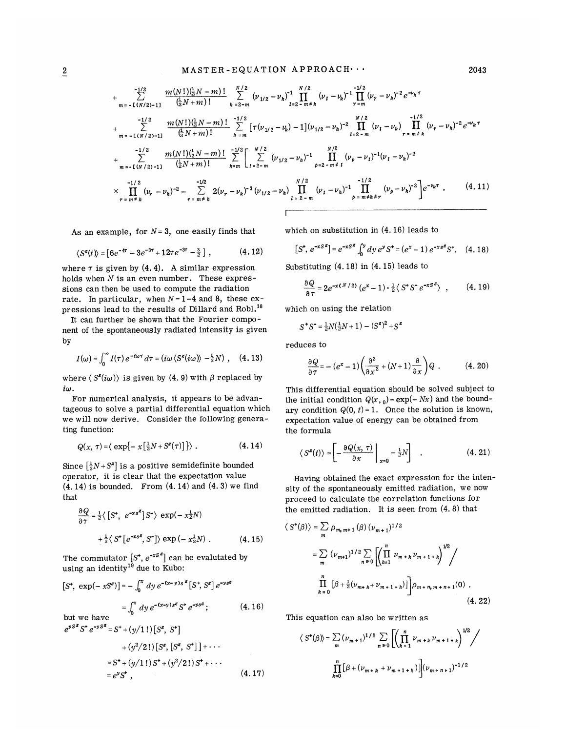$$+\sum_{m=-[(N/2)-1]}^{-1/2} \frac{m(N!)(\frac{1}{2}N-m)!}{(\frac{1}{2}N+m)!} \sum_{k=2-m}^{N/2} (\nu_{1/2}-\nu_k)^{-1} \prod_{l=2-m\neq k}^{N/2} (\nu_l-\nu_k)^{-1} \prod_{\gamma=m}^{-1/2} (\nu_\gamma-\nu_k)^{-2} e^{-\nu_k \tau}$$

$$+\sum_{m=-[(N/2)-1]}^{-1/2} \frac{m(N!)(\frac{1}{2}N-m)!}{(\frac{1}{2}N+m)!} \sum_{k=m}^{-1/2} [\tau(\nu_{1/2}-\nu_k)-1](\nu_{1/2}-\nu_k)^{-2} \prod_{l=2-m}^{N/2} (\nu_l-\nu_k) \prod_{r=m\neq k}^{-1/2} (\nu_r-\nu_k)^{-2} e^{-\nu_k \tau}$$

$$+\sum_{m=-[(N/2)-1]}^{-1/2} \frac{m(N!)(\frac{1}{2}N-m)!}{(\frac{1}{2}N+m)!} \sum_{k=m}^{-1/2} \Bigg[ \sum_{l=2-m}^{N/2} (\nu_{1/2}-\nu_k)^{-1} \prod_{p=2-m\neq l}^{N/2} (\nu_p-\nu_l)^{-1}(\nu_l-\nu_k)^{-2}$$

$$\times \prod_{r=m\neq k}^{-1/2} (\nu_r-\nu_k)^{-2} - \sum_{r=m\neq k}^{-1/2} 2(\nu_r-\nu_k)^{-3}(\nu_{1/2}-\nu_k) \prod_{l=2-m}^{N/2} (\nu_l-\nu_k)^{-1} \prod_{p=m\neq k\neq r}^{-1/2} (\nu_p-\nu_k)^{-2} \Bigg] e^{-\nu_k \tau} . \qquad (4.11)$$

As an example, for $N=3$, one easily finds that

$$\langle S^z(t)\rangle = [6e^{-4\tau} - 3e^{-3\tau} + 12\tau e^{-3\tau} - \tfrac{3}{2}] , \qquad (4.12)$$

where $\tau$ is given by (4.4). A similar expression holds when $N$ is an even number. These expressions can then be used to compute the radiation rate. In particular, when $N=1-4$ and 8, these expressions lead to the results of Dillard and Robl.[18]

It can further be shown that the Fourier component of the spontaneously radiated intensity is given by

$$I(\omega) = \int_0^\infty I(\tau) e^{-i\omega\tau} d\tau = (i\omega \langle S^z(i\omega)\rangle - \tfrac{1}{2}N) , \qquad (4.13)$$

where $\langle S^z(i\omega)\rangle$ is given by (4.9) with $\beta$ replaced by $i\omega$.

For numerical analysis, it appears to be advantageous to solve a partial differential equation which we will now derive. Consider the following generating function:

$$Q(x,\tau) = \langle \exp\{-x[\tfrac{1}{2}N + S^z(\tau)]\}\rangle . \qquad (4.14)$$

Since $[\frac{1}{2}N+S^z]$ is a positive semidefinite bounded operator, it is clear that the expectation value (4.14) is bounded. From (4.14) and (4.3) we find that

$$\frac{\partial Q}{\partial \tau} = \tfrac{1}{2}\langle [S^+, e^{-xS^z}] S^-\rangle \exp(-x\tfrac{1}{2}N) + \tfrac{1}{2}\langle S^+[e^{-xS^z}, S^-]\rangle \exp(-x\tfrac{1}{2}N) . \qquad (4.15)$$

The commutator $[S^+, e^{-xS^z}]$ can be evalutated by using an identity[19] due to Kubo:

$$[S^+, \exp(-xS^z)] = -\int_0^x dy\, e^{-(x-y)S^z}[S^+, S^z] e^{-yS^z} = \int_0^x dy\, e^{-(x-y)S^z} S^+ e^{-yS^z} ; \qquad (4.16)$$

but we have

$$e^{yS^z} S^+ e^{-yS^z} = S^+ + (y/1!)[S^z, S^+] + (y^2/2!)[S^z,[S^z,S^+]] + \cdots = S^+ + (y/1!)S^+ + (y^2/2!)S^+ + \cdots = e^y S^+ , \qquad (4.17)$$

which on substitution in (4.16) leads to

$$[S^+, e^{-xS^z}] = e^{-xS^z}\int_0^x dy\, e^y S^+ = (e^x-1)e^{-xS^z}S^+ . \qquad (4.18)$$

Substituting (4.18) in (4.15) leads to

$$\frac{\partial Q}{\partial \tau} = 2e^{-x(N/2)}(e^x-1)\cdot \tfrac{1}{2}\langle S^+S^- e^{-xS^z}\rangle , \qquad (4.19)$$

which on using the relation

$$S^+S^- = \tfrac{1}{2}N(\tfrac{1}{2}N+1) - (S^z)^2 + S^z$$

reduces to

$$\frac{\partial Q}{\partial \tau} = -(e^x-1)\left(\frac{\partial^2}{\partial x^2} + (N+1)\frac{\partial}{\partial x}\right) Q . \qquad (4.20)$$

This differential equation should be solved subject to the initial condition $Q(x,_0) = \exp(-Nx)$ and the boundary condition $Q(0,t)=1$. Once the solution is known, expectation value of energy can be obtained from the formula

$$\langle S^z(t)\rangle = \left[-\frac{\partial Q(x,\tau)}{\partial x}\bigg|_{x=0} - \tfrac{1}{2}N\right] . \qquad (4.21)$$

Having obtained the exact expression for the intensity of the spontaneously emitted radiation, we now proceed to calculate the correlation functions for the emitted radiation. It is seen from (4.8) that

$$\langle S^+(\beta)\rangle = \sum_m \rho_{m,m+1}(\beta)(\nu_{m+1})^{1/2} = \sum_m (\nu_{m+1})^{1/2} \sum_{n\geq 0} \left[\left(\prod_{k=1}^n \nu_{m+k}\nu_{m+1+k}\right)^{1/2} \Bigg/ \prod_{k=0}^n [\beta + \tfrac{1}{2}(\nu_{m+k} + \nu_{m+1+k})]\right] \rho_{m+n,m+n+1}(0) . \qquad (4.22)$$

This equation can also be written as

$$\langle S^+(\beta)\rangle = \sum_m (\nu_{m+1})^{1/2} \sum_{n\geq 0} \left[\left(\prod_{k=1}^n \nu_{m+k}\nu_{m+1+k}\right)^{1/2} \Bigg/ \prod_{k=0}^n [\beta + (\nu_{m+k} + \nu_{m+1+k})]\right] (\nu_{m+n+1})^{-1/2}$$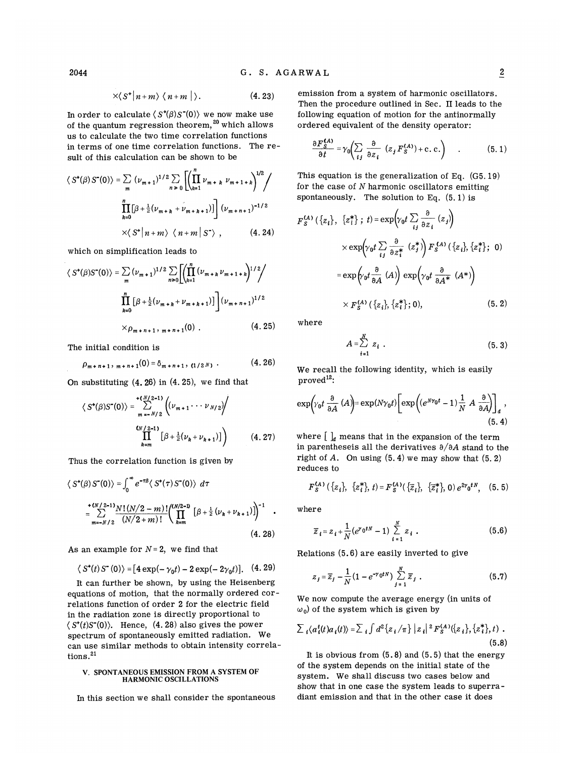$$\times\langle S^+|n+m\rangle\,\langle n+m\,|\rangle. \tag{4.23}$$

In order to calculate $\langle S^+(\beta)S^-(0)\rangle$ we now make use of the quantum regression theorem,[20] which allows us to calculate the two time correlation functions in terms of one time correlation functions. The result of this calculation can be shown to be

$$\langle S^+(\beta)\,S^-(0)\rangle = \sum_m (\nu_{m+1})^{1/2}\sum_{n\geq 0}\left[\left(\prod_{k=1}^{n}\nu_{m+k}\,\nu_{m+1+k}\right)^{1/2}\Bigg/\prod_{k=0}^{n}\left[\beta+\tfrac{1}{2}(\nu_{m+k}+\nu_{m+k+1})\right]\right](\nu_{m+n+1})^{-1/2}\times\langle S^+|n+m\rangle\,\langle n+m\,|\,S^-\rangle\,, \tag{4.24}$$

which on simplification leads to

$$\langle S^+(\beta)S^-(0)\rangle = \sum_m (\nu_{m+1})^{1/2}\sum_{n\geq 0}\left[\left(\prod_{k=1}^{n}(\nu_{m+k}\,\nu_{m+1+k})\right)^{1/2}\Bigg/\prod_{k=0}^{n}\left[\beta+\tfrac{1}{2}(\nu_{m+k}+\nu_{m+k+1})\right]\right](\nu_{m+n+1})^{1/2}\times\rho_{m+n+1,\,m+n+1}(0)\,. \tag{4.25}$$

The initial condition is

$$\rho_{m+n+1,\,m+n+1}(0)=\delta_{m+n+1,\,(1/2N)}\,. \tag{4.26}$$

On substituting (4.26) in (4.25), we find that

$$\langle S^+(\beta)S^-(0)\rangle = \sum_{m=-N/2}^{+(N/2-1)}\left((\nu_{m+1}\cdots\nu_{N/2})\Bigg/\prod_{k=m}^{(N/2-1)}\left[\beta+\tfrac{1}{2}(\nu_k+\nu_{k+1})\right]\right) \tag{4.27}$$

Thus the correlation function is given by

$$\langle S^+(\beta)\,S^-(0)\rangle = \int_0^\infty e^{-\tau\beta}\langle S^+(\tau)\,S^-(0)\rangle\,d\tau$$

$$=\sum_{m=-N/2}^{+(N/2-1)}\frac{N!\,(N/2-m)!}{(N/2+m)!}\left(\prod_{k=m}^{(N/2-1)}\left[\beta+\tfrac{1}{2}(\nu_k+\nu_{k+1})\right]\right)^{-1}\,. \tag{4.28}$$

As an example for $N=2$, we find that

$$\langle S^+(t)\,S^-(0)\rangle = [4\exp(-\gamma_0 t)-2\exp(-2\gamma_0 t)]. \tag{4.29}$$

It can further be shown, by using the Heisenberg equations of motion, that the normally ordered correlations function of order 2 for the electric field in the radiation zone is directly proportional to $\langle S^+(t)S^-(0)\rangle$. Hence, (4.28) also gives the power spectrum of spontaneously emitted radiation. We can use similar methods to obtain intensity correlations.[21]

## V. SPONTANEOUS EMISSION FROM A SYSTEM OF HARMONIC OSCILLATIONS

In this section we shall consider the spontaneous emission from a system of harmonic oscillators. Then the procedure outlined in Sec. II leads to the following equation of motion for the antinormally ordered equivalent of the density operator:

$$\frac{\partial F_S^{(A)}}{\partial t}=\gamma_0\left(\sum_{ij}\frac{\partial}{\partial z_i}\,(z_j F_S^{(A)})+\text{c. c.}\right)\quad. \tag{5.1}$$

This equation is the generalization of Eq. (G5.19) for the case of $N$ harmonic oscillators emitting spontaneously. The solution to Eq. (5.1) is

$$F_S^{(A)}(\{z_i\},\,\{z_i^*\}\,;\,t)=\exp\left(\gamma_0 t\sum_{ij}\frac{\partial}{\partial z_i}\,(z_j)\right)\times\exp\left(\gamma_0 t\sum_{ij}\frac{\partial}{\partial z_i^*}\,(z_j^*)\right)F_S^{(A)}(\{z_i\},\{z_i^*\};\,0)$$

$$=\exp\left(\gamma_0 t\frac{\partial}{\partial A}\,(A)\right)\exp\left(\gamma_0 t\frac{\partial}{\partial A^*}\,(A^*)\right)\times F_S^{(A)}(\{z_i\},\{z_i^*\};0), \tag{5.2}$$

where

$$A=\sum_{i=1}^{N}z_i\,. \tag{5.3}$$

We recall the following identity, which is easily proved[12]:

$$\exp\left(\gamma_0 t\frac{\partial}{\partial A}\,(A)\right)=\exp(N\gamma_0 t)\left[\exp\left((e^{N\gamma_0 t}-1)\frac{1}{N}\,A\,\frac{\partial}{\partial A}\right)\right]_a\,, \tag{5.4}$$

where $[\;]_a$ means that in the expansion of the term in parentheseis all the derivatives $\partial/\partial A$ stand to the right of $A$. On using (5.4) we may show that (5.2) reduces to

$$F_S^{(A)}(\{z_i\},\,\{z_i^*\},\,t)=F_S^{(A)}(\{\bar{z}_i\},\,\{\bar{z}_i^*\},\,0)\,e^{2\gamma_0 tN}, \tag{5.5}$$

where

$$\bar{z}_i=z_i+\frac{1}{N}(e^{\gamma_0 tN}-1)\sum_{i=1}^{N}z_i\,. \tag{5.6}$$

Relations (5.6) are easily inverted to give

$$z_j=\bar{z}_j-\frac{1}{N}(1-e^{-\gamma_0 tN})\sum_{j=1}^{N}\bar{z}_j\,. \tag{5.7}$$

We now compute the average energy (in units of $\omega_0$) of the system which is given by

$$\sum_i\langle a_i^\dagger(t)a_i(t)\rangle=\sum_i\int d^2\{z_i/\pi\}\,|z_i|^2F_S^{(A)}(\{z_i\},\{z_i^*\},t)\,. \tag{5.8}$$

It is obvious from (5.8) and (5.5) that the energy of the system depends on the initial state of the system. We shall discuss two cases below and show that in one case the system leads to superradiant emission and that in the other case it does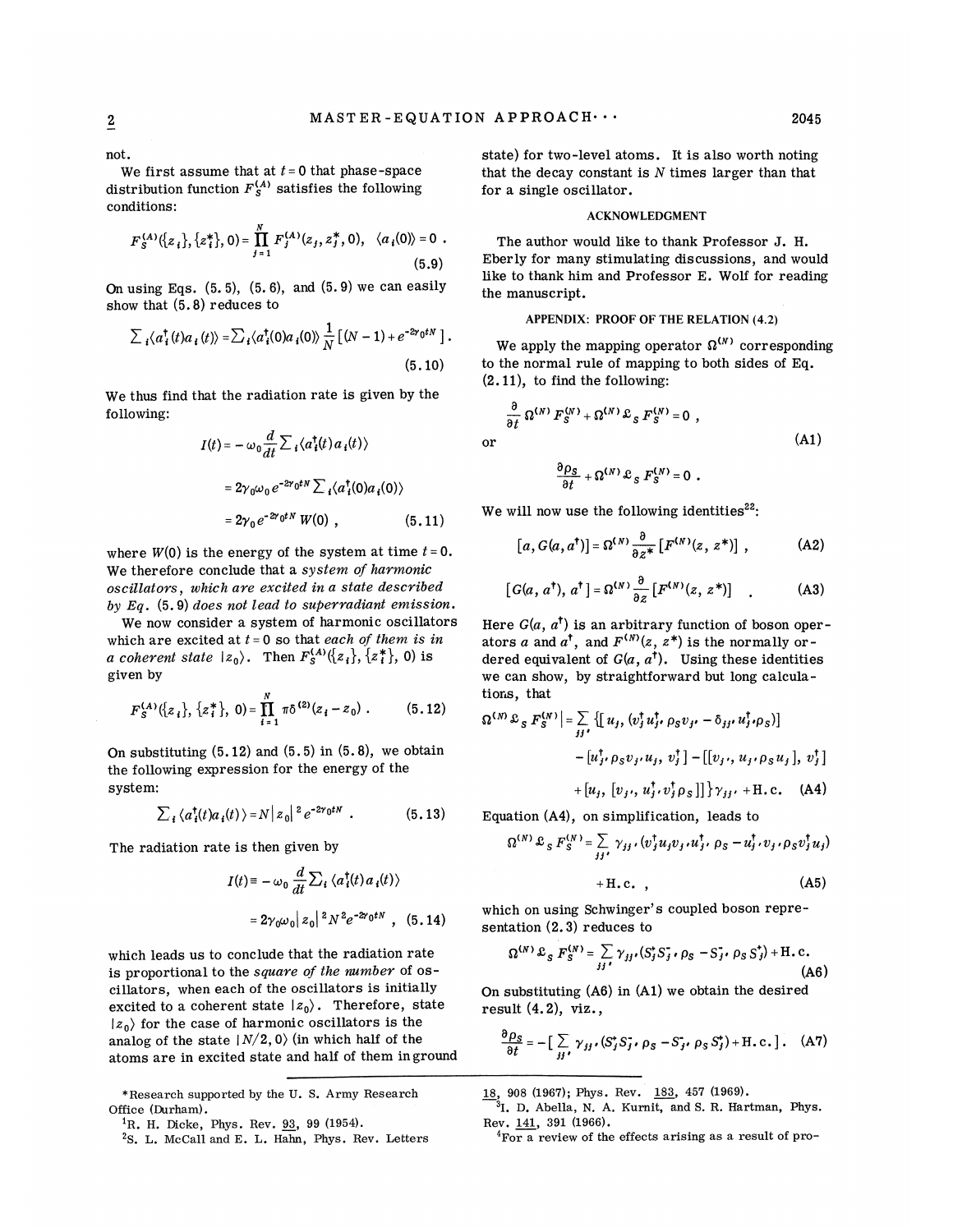not.

We first assume that at $t=0$ that phase-space distribution function $F_S^{(A)}$ satisfies the following conditions:

$$F_S^{(A)}(\{z_i\},\{z_i^*\},0)=\prod_{j=1}^{N} F_j^{(A)}(z_j,z_j^*,0), \quad \langle a_i(0)\rangle = 0 \ . \tag{5.9}$$

On using Eqs. (5.5), (5.6), and (5.9) we can easily show that (5.8) reduces to

$$\sum_i \langle a_i^\dagger(t) a_i(t)\rangle = \sum_i \langle a_i^\dagger(0) a_i(0)\rangle \frac{1}{N}\left[(N-1)+e^{-2\gamma_0 tN}\right] . \tag{5.10}$$

We thus find that the radiation rate is given by the following:

$$\begin{aligned} I(t) &= -\omega_0 \frac{d}{dt}\sum_i \langle a_i^\dagger(t) a_i(t)\rangle \\ &= 2\gamma_0\omega_0 e^{-2\gamma_0 tN}\sum_i \langle a_i^\dagger(0) a_i(0)\rangle \\ &= 2\gamma_0 e^{-2\gamma_0 tN}\, W(0) \ , \end{aligned} \tag{5.11}$$

where $W(0)$ is the energy of the system at time $t=0$. We therefore conclude that a *system of harmonic oscillators, which are excited in a state described by Eq.* (5.9) *does not lead to superradiant emission.*

We now consider a system of harmonic oscillators which are excited at $t=0$ so that *each of them is in a coherent state* $|z_0\rangle$. Then $F_S^{(A)}(\{z_i\},\{z_i^*\},0)$ is given by

$$F_S^{(A)}(\{z_i\},\{z_i^*\},0)=\prod_{i=1}^{N}\pi\delta^{(2)}(z_i-z_0) \ . \tag{5.12}$$

On substituting (5.12) and (5.5) in (5.8), we obtain the following expression for the energy of the system:

$$\sum_i \langle a_i^\dagger(t) a_i(t)\rangle = N|z_0|^2 e^{-2\gamma_0 tN} \ . \tag{5.13}$$

The radiation rate is then given by

$$\begin{aligned} I(t) &\equiv -\omega_0 \frac{d}{dt}\sum_i \langle a_i^\dagger(t) a_i(t)\rangle \\ &= 2\gamma_0\omega_0 |z_0|^2 N^2 e^{-2\gamma_0 tN} \ , \end{aligned} \tag{5.14}$$

which leads us to conclude that the radiation rate is proportional to the *square of the number* of oscillators, when each of the oscillators is initially excited to a coherent state $|z_0\rangle$. Therefore, state $|z_0\rangle$ for the case of harmonic oscillators is the analog of the state $|N/2, 0\rangle$ (in which half of the atoms are in excited state and half of them in ground state) for two-level atoms. It is also worth noting that the decay constant is $N$ times larger than that for a single oscillator.

## ACKNOWLEDGMENT

The author would like to thank Professor J. H. Eberly for many stimulating discussions, and would like to thank him and Professor E. Wolf for reading the manuscript.

## APPENDIX: PROOF OF THE RELATION (4.2)

We apply the mapping operator $\Omega^{(N)}$ corresponding to the normal rule of mapping to both sides of Eq. (2.11), to find the following:

$$\frac{\partial}{\partial t}\Omega^{(N)} F_S^{(N)} + \Omega^{(N)}\mathfrak{L}_S F_S^{(N)} = 0 \ ,$$

or

$$\frac{\partial \rho_S}{\partial t} + \Omega^{(N)}\mathfrak{L}_S F_S^{(N)} = 0 \ . \tag{A1}$$

We will now use the following identities[22]:

$$[a, G(a,a^\dagger)] = \Omega^{(N)}\frac{\partial}{\partial z^*}\left[F^{(N)}(z,z^*)\right] \ , \tag{A2}$$

$$[G(a,a^\dagger), a^\dagger] = \Omega^{(N)}\frac{\partial}{\partial z}\left[F^{(N)}(z,z^*)\right] \quad . \tag{A3}$$

Here $G(a,a^\dagger)$ is an arbitrary function of boson operators $a$ and $a^\dagger$, and $F^{(N)}(z,z^*)$ is the normally ordered equivalent of $G(a,a^\dagger)$. Using these identities we can show, by straightforward but long calculations, that

$$\begin{aligned} \Omega^{(N)}\mathfrak{L}_S F_S^{(N)}\Big| = \sum_{jj'} \{ & [u_j, (v_j^\dagger u_{j'}^\dagger \rho_S v_{j'} - \delta_{jj'} u_{j'}^\dagger \rho_S)] \\ & - [u_{j'}^\dagger \rho_S v_{j'} u_j, v_j^\dagger] - [[v_{j'}, u_{j'} \rho_S u_j], v_j^\dagger] \\ & + [u_j, [v_{j'}, u_{j'}^\dagger v_j^\dagger \rho_S]]\}\gamma_{jj'} + \text{H.c.} \end{aligned} \tag{A4}$$

Equation (A4), on simplification, leads to

$$\Omega^{(N)}\mathfrak{L}_S F_S^{(N)} = \sum_{jj'}\gamma_{jj'}(v_j^\dagger u_j v_{j'} u_{j'}^\dagger \rho_S - u_{j'}^\dagger v_{j'} \rho_S v_j^\dagger u_j) + \text{H.c.} \ , \tag{A5}$$

which on using Schwinger's coupled boson representation (2.3) reduces to

$$\Omega^{(N)}\mathfrak{L}_S F_S^{(N)} = \sum_{jj'}\gamma_{jj'}(S_j^+ S_{j'}^- \rho_S - S_{j'}^- \rho_S S_j^+) + \text{H.c.} \tag{A6}$$

On substituting (A6) in (A1) we obtain the desired result (4.2), viz.,

$$\frac{\partial \rho_S}{\partial t} = -\left[\sum_{jj'}\gamma_{jj'}(S_j^+ S_{j'}^- \rho_S - S_{j'}^- \rho_S S_j^+) + \text{H.c.}\right] . \tag{A7}$$

---

*Research supported by the U. S. Army Research Office (Durham).

[1] R. H. Dicke, Phys. Rev. 93, 99 (1954).

[2] S. L. McCall and E. L. Hahn, Phys. Rev. Letters 18, 908 (1967); Phys. Rev. 183, 457 (1969).

[3] I. D. Abella, N. A. Kurnit, and S. R. Hartman, Phys. Rev. 141, 391 (1966).

[4] For a review of the effects arising as a result of pro-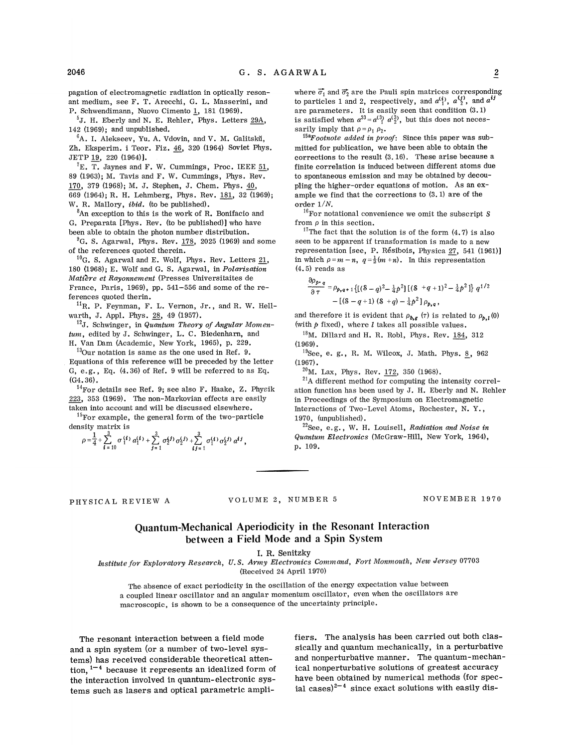pagation of electromagnetic radiation in optically resonant medium, see F. T. Arecchi, G. L. Masserini, and P. Schwendimann, Nuovo Cimento 1, 181 (1969).

[5]J. H. Eberly and N. E. Rehler, Phys. Letters 29A, 142 (1969); and unpublished.

[6]A. I. Alekseev, Yu. A. Vdovin, and V. M. Galitskiĭ, Zh. Eksperim. i Teor. Fiz. 46, 320 (1964) Soviet Phys. JETP 19, 220 (1964)].

[7]E. T. Jaynes and F. W. Cummings, Proc. IEEE 51, 89 (1963); M. Tavis and F. W. Cummings, Phys. Rev. 170, 379 (1968); M. J. Stephen, J. Chem. Phys. 40, 669 (1964); R. H. Lehmberg, Phys. Rev. 181, 32 (1969); W. R. Mallory, *ibid.* (to be published).

[8]An exception to this is the work of R. Bonifacio and G. Preparata [Phys. Rev. (to be published)] who have been able to obtain the photon number distribution.

[9]G. S. Agarwal, Phys. Rev. 178, 2025 (1969) and some of the references quoted therein.

[10]G. S. Agarwal and E. Wolf, Phys. Rev. Letters 21, 180 (1968); E. Wolf and G. S. Agarwal, in *Polarisation Matière et Rayonnement* (Presses Universitaites de France, Paris, 1969), pp. 541–556 and some of the references quoted therin.

[11]R. P. Feynman, F. L. Vernon, Jr., and R. W. Hellwarth, J. Appl. Phys. 28, 49 (1957).

[12]J. Schwinger, in *Quantum Theory of Angular Momentum*, edited by J. Schwinger, L. C. Biedenharn, and H. Van Dam (Academic, New York, 1965), p. 229.

[13]Our notation is same as the one used in Ref. 9. Equations of this reference will be preceded by the letter G, e.g., Eq. (4.36) of Ref. 9 will be referred to as Eq. (G4.36).

[14]For details see Ref. 9; see also F. Haake, Z. Physik 223, 353 (1969). The non-Markovian effects are easily taken into account and will be discussed elsewhere.

[15]For example, the general form of the two-particle density matrix is

$$\rho = \frac{1}{4} + \sum_{i=10}^{3} \sigma_1^{(i)} a_1^{(i)} + \sum_{j=1}^{3} \sigma_2^{(j)} \sigma_2^{(j)} + \sum_{ij=1}^{3} \sigma_1^{(i)} \sigma_2^{(j)} a^{ij},$$

where $\vec{\sigma}_1$ and $\vec{\sigma}_2$ are the Pauli spin matrices corresponding to particles 1 and 2, respectively, and $a_1^{(i)}$, $a_2^{(j)}$, and $a^{ij}$ are parameters. It is easily seen that condition (3.1) is satisfied when $a^{33} = a_1^{(3)} a_2^{(3)}$, but this does not necessarily imply that $\rho = \rho_1 \rho_2$.

[15a]*Footnote added in proof*: Since this paper was submitted for publication, we have been able to obtain the corrections to the result (3.16). These arise because a finite correlation is induced between different atoms due to spontaneous emission and may be obtained by decoupling the higher-order equations of motion. As an example we find that the corrections to (3.1) are of the order $1/N$.

[16]For notational convenience we omit the subscript $S$ from $\rho$ in this section.

[17]The fact that the solution is of the form (4.7) is also seen to be apparent if transformation is made to a new representation [see, P. Résibois, Physica 27, 541 (1961)] in which $\rho = m - n$, $q = \frac{1}{2}(m+n)$. In this representation (4.5) reads as

$$\frac{\partial \rho_{p,q}}{\partial \tau} = \rho_{p,q+1}\{[(S-q)^2 - \tfrac{1}{4}p^2][(S+q+1)^2 - \tfrac{1}{4}p^2]\}\, q^{1/2} - [(S-q+1)(S+q) - \tfrac{1}{4}p^2]\,\rho_{p,q},$$

and therefore it is evident that $\rho_{b,g}(\tau)$ is related to $\rho_{p,l}(0)$ (with $p$ fixed), where $l$ takes all possible values.

[18]M. Dillard and H. R. Robl, Phys. Rev. 184, 312 (1969).

[19]See, e. g., R. M. Wilcox, J. Math. Phys. 8, 962 (1967).

[20]M. Lax, Phys. Rev. 172, 350 (1968).

[21]A different method for computing the intensity correlation function has been used by J. H. Eberly and N. Rehler in Proceedings of the Symposium on Electromagnetic Interactions of Two-Level Atoms, Rochester, N. Y., 1970, (unpublished).

[22]See, e.g., W. H. Louisell, *Radiation and Noise in Quantum Electronics* (McGraw-Hill, New York, 1964), p. 109.

---

PHYSICAL REVIEW A VOLUME 2, NUMBER 5 NOVEMBER 1970

# Quantum-Mechanical Aperiodicity in the Resonant Interaction between a Field Mode and a Spin System

I. R. Senitzky

*Institute for Exploratory Research, U.S. Army Electronics Command, Fort Monmouth, New Jersey 07703*

(Received 24 April 1970)

The absence of exact periodicity in the oscillation of the energy expectation value between a coupled linear oscillator and an angular momentum oscillator, even when the oscillators are macroscopic, is shown to be a consequence of the uncertainty principle.

The resonant interaction between a field mode and a spin system (or a number of two-level systems) has received considerable theoretical attention,[1–4] because it represents an idealized form of the interaction involved in quantum-electronic systems such as lasers and optical parametric amplifiers. The analysis has been carried out both classically and quantum mechanically, in a perturbative and nonperturbative manner. The quantum-mechanical nonperturbative solutions of greatest accuracy have been obtained by numerical methods (for special cases)[2–4] since exact solutions with easily dis-